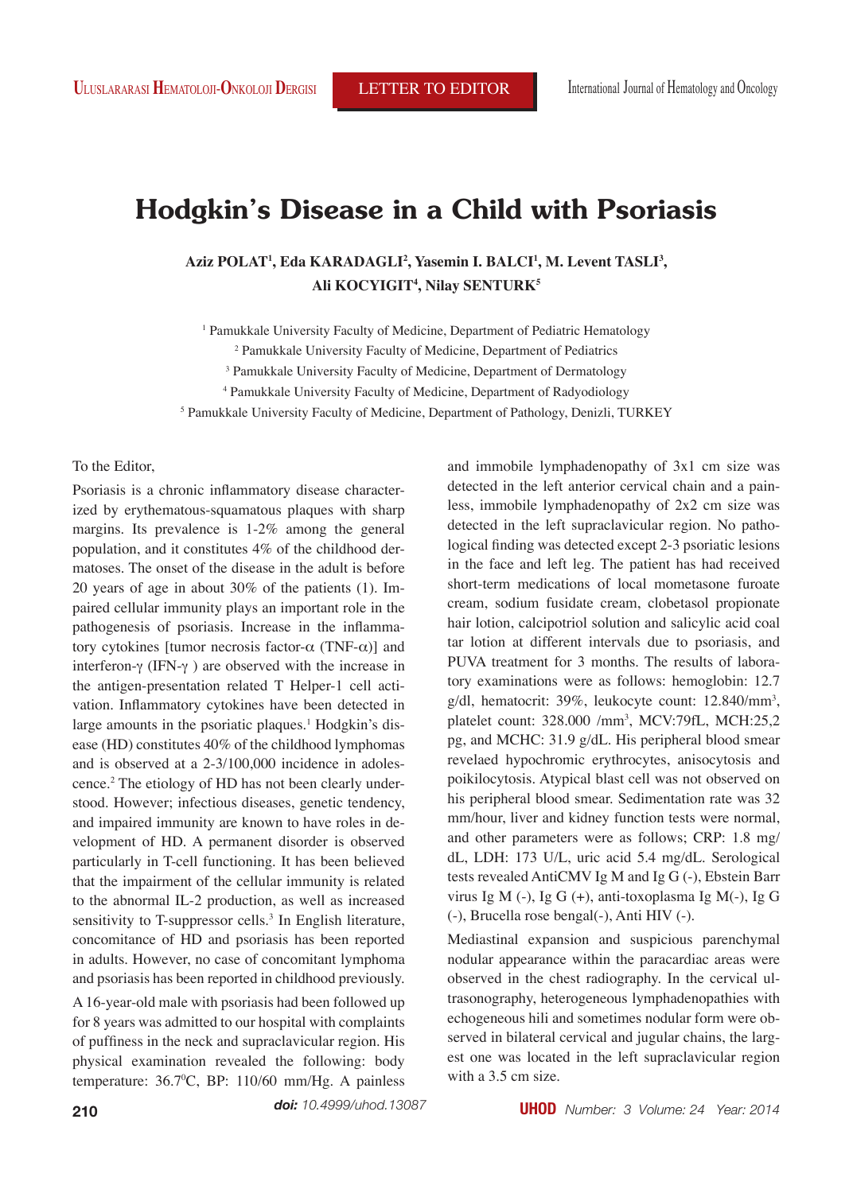LETTER TO EDITOR

# Hodgkin's Disease in a Child with Psoriasis

**Aziz POLAT[1], Eda KARADAGLI[2], Yasemin I. BALCI[1], M. Levent TASLI[3], Ali KOCYIGIT[4], Nilay SENTURK[5]**

[1] Pamukkale University Faculty of Medicine, Department of Pediatric Hematology
[2] Pamukkale University Faculty of Medicine, Department of Pediatrics
[3] Pamukkale University Faculty of Medicine, Department of Dermatology
[4] Pamukkale University Faculty of Medicine, Department of Radyodiology
[5] Pamukkale University Faculty of Medicine, Department of Pathology, Denizli, TURKEY

To the Editor,

Psoriasis is a chronic inflammatory disease characterized by erythematous-squamatous plaques with sharp margins. Its prevalence is 1-2% among the general population, and it constitutes 4% of the childhood dermatoses. The onset of the disease in the adult is before 20 years of age in about 30% of the patients (1). Impaired cellular immunity plays an important role in the pathogenesis of psoriasis. Increase in the inflammatory cytokines [tumor necrosis factor-α (TNF-α)] and interferon-γ (IFN-γ ) are observed with the increase in the antigen-presentation related T Helper-1 cell activation. Inflammatory cytokines have been detected in large amounts in the psoriatic plaques.[1] Hodgkin's disease (HD) constitutes 40% of the childhood lymphomas and is observed at a 2-3/100,000 incidence in adolescence.[2] The etiology of HD has not been clearly understood. However; infectious diseases, genetic tendency, and impaired immunity are known to have roles in development of HD. A permanent disorder is observed particularly in T-cell functioning. It has been believed that the impairment of the cellular immunity is related to the abnormal IL-2 production, as well as increased sensitivity to T-suppressor cells.[3] In English literature, concomitance of HD and psoriasis has been reported in adults. However, no case of concomitant lymphoma and psoriasis has been reported in childhood previously.

A 16-year-old male with psoriasis had been followed up for 8 years was admitted to our hospital with complaints of puffiness in the neck and supraclavicular region. His physical examination revealed the following: body temperature: 36.7$^{0}$C, BP: 110/60 mm/Hg. A painless and immobile lymphadenopathy of 3x1 cm size was detected in the left anterior cervical chain and a painless, immobile lymphadenopathy of 2x2 cm size was detected in the left supraclavicular region. No pathological finding was detected except 2-3 psoriatic lesions in the face and left leg. The patient has had received short-term medications of local mometasone furoate cream, sodium fusidate cream, clobetasol propionate hair lotion, calcipotriol solution and salicylic acid coal tar lotion at different intervals due to psoriasis, and PUVA treatment for 3 months. The results of laboratory examinations were as follows: hemoglobin: 12.7 g/dl, hematocrit: 39%, leukocyte count: 12.840/mm$^3$, platelet count: 328.000 /mm$^3$, MCV:79fL, MCH:25,2 pg, and MCHC: 31.9 g/dL. His peripheral blood smear revelaed hypochromic erythrocytes, anisocytosis and poikilocytosis. Atypical blast cell was not observed on his peripheral blood smear. Sedimentation rate was 32 mm/hour, liver and kidney function tests were normal, and other parameters were as follows; CRP: 1.8 mg/dL, LDH: 173 U/L, uric acid 5.4 mg/dL. Serological tests revealed AntiCMV Ig M and Ig G (-), Ebstein Barr virus Ig M (-), Ig G (+), anti-toxoplasma Ig M(-), Ig G (-), Brucella rose bengal(-), Anti HIV (-).

Mediastinal expansion and suspicious parenchymal nodular appearance within the paracardiac areas were observed in the chest radiography. In the cervical ultrasonography, heterogeneous lymphadenopathies with echogeneous hili and sometimes nodular form were observed in bilateral cervical and jugular chains, the largest one was located in the left supraclavicular region with a 3.5 cm size.

*doi: 10.4999/uhod.13087*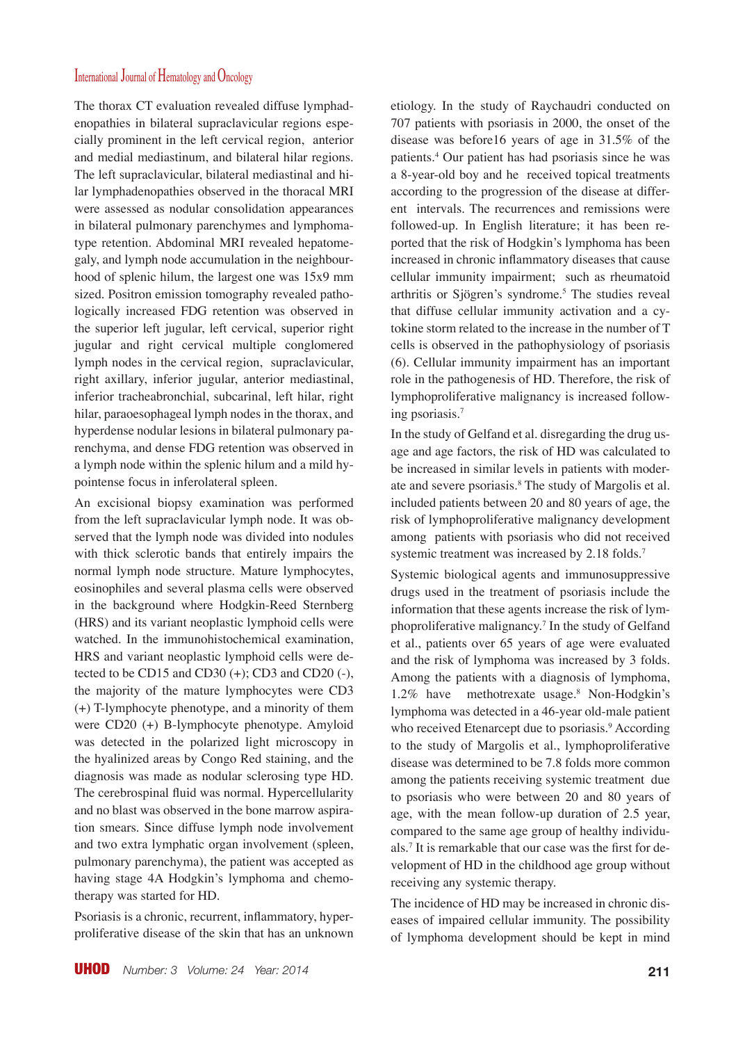The thorax CT evaluation revealed diffuse lymphadenopathies in bilateral supraclavicular regions especially prominent in the left cervical region, anterior and medial mediastinum, and bilateral hilar regions. The left supraclavicular, bilateral mediastinal and hilar lymphadenopathies observed in the thoracal MRI were assessed as nodular consolidation appearances in bilateral pulmonary parenchymes and lymphoma-type retention. Abdominal MRI revealed hepatomegaly, and lymph node accumulation in the neighbourhood of splenic hilum, the largest one was 15x9 mm sized. Positron emission tomography revealed pathologically increased FDG retention was observed in the superior left jugular, left cervical, superior right jugular and right cervical multiple conglomered lymph nodes in the cervical region, supraclavicular, right axillary, inferior jugular, anterior mediastinal, inferior tracheabronchial, subcarinal, left hilar, right hilar, paraoesophageal lymph nodes in the thorax, and hyperdense nodular lesions in bilateral pulmonary parenchyma, and dense FDG retention was observed in a lymph node within the splenic hilum and a mild hypointense focus in inferolateral spleen.

An excisional biopsy examination was performed from the left supraclavicular lymph node. It was observed that the lymph node was divided into nodules with thick sclerotic bands that entirely impairs the normal lymph node structure. Mature lymphocytes, eosinophiles and several plasma cells were observed in the background where Hodgkin-Reed Sternberg (HRS) and its variant neoplastic lymphoid cells were watched. In the immunohistochemical examination, HRS and variant neoplastic lymphoid cells were detected to be CD15 and CD30 (+); CD3 and CD20 (-), the majority of the mature lymphocytes were CD3 (+) T-lymphocyte phenotype, and a minority of them were CD20 (+) B-lymphocyte phenotype. Amyloid was detected in the polarized light microscopy in the hyalinized areas by Congo Red staining, and the diagnosis was made as nodular sclerosing type HD. The cerebrospinal fluid was normal. Hypercellularity and no blast was observed in the bone marrow aspiration smears. Since diffuse lymph node involvement and two extra lymphatic organ involvement (spleen, pulmonary parenchyma), the patient was accepted as having stage 4A Hodgkin's lymphoma and chemotherapy was started for HD.

Psoriasis is a chronic, recurrent, inflammatory, hyperproliferative disease of the skin that has an unknown etiology. In the study of Raychaudri conducted on 707 patients with psoriasis in 2000, the onset of the disease was before16 years of age in 31.5% of the patients.[4] Our patient has had psoriasis since he was a 8-year-old boy and he received topical treatments according to the progression of the disease at different intervals. The recurrences and remissions were followed-up. In English literature; it has been reported that the risk of Hodgkin's lymphoma has been increased in chronic inflammatory diseases that cause cellular immunity impairment; such as rheumatoid arthritis or Sjögren's syndrome.[5] The studies reveal that diffuse cellular immunity activation and a cytokine storm related to the increase in the number of T cells is observed in the pathophysiology of psoriasis (6). Cellular immunity impairment has an important role in the pathogenesis of HD. Therefore, the risk of lymphoproliferative malignancy is increased following psoriasis.[7]

In the study of Gelfand et al. disregarding the drug usage and age factors, the risk of HD was calculated to be increased in similar levels in patients with moderate and severe psoriasis.[8] The study of Margolis et al. included patients between 20 and 80 years of age, the risk of lymphoproliferative malignancy development among patients with psoriasis who did not received systemic treatment was increased by 2.18 folds.[7]

Systemic biological agents and immunosuppressive drugs used in the treatment of psoriasis include the information that these agents increase the risk of lymphoproliferative malignancy.[7] In the study of Gelfand et al., patients over 65 years of age were evaluated and the risk of lymphoma was increased by 3 folds. Among the patients with a diagnosis of lymphoma, 1.2% have methotrexate usage.[8] Non-Hodgkin's lymphoma was detected in a 46-year old-male patient who received Etenarcept due to psoriasis.[9] According to the study of Margolis et al., lymphoproliferative disease was determined to be 7.8 folds more common among the patients receiving systemic treatment due to psoriasis who were between 20 and 80 years of age, with the mean follow-up duration of 2.5 year, compared to the same age group of healthy individuals.[7] It is remarkable that our case was the first for development of HD in the childhood age group without receiving any systemic therapy.

The incidence of HD may be increased in chronic diseases of impaired cellular immunity. The possibility of lymphoma development should be kept in mind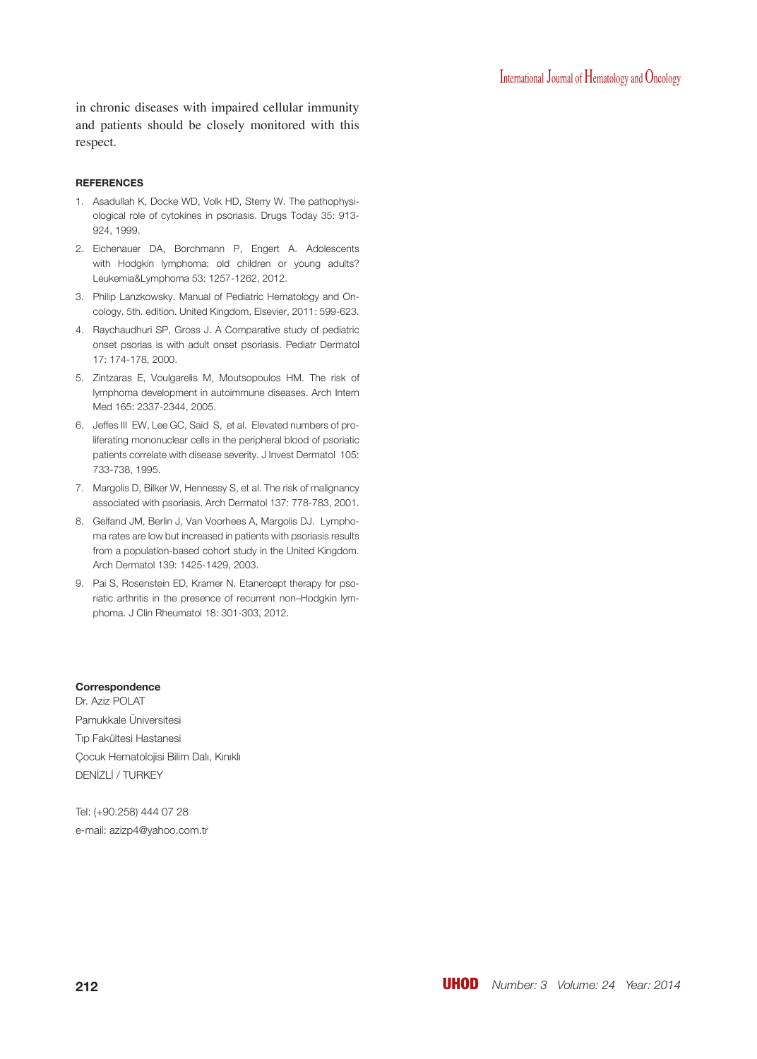in chronic diseases with impaired cellular immunity and patients should be closely monitored with this respect.

## REFERENCES

1. Asadullah K, Docke WD, Volk HD, Sterry W. The pathophysiological role of cytokines in psoriasis. Drugs Today 35: 913-924, 1999.
2. Eichenauer DA, Borchmann P, Engert A. Adolescents with Hodgkin lymphoma: old children or young adults? Leukemia&Lymphoma 53: 1257-1262, 2012.
3. Philip Lanzkowsky. Manual of Pediatric Hematology and Oncology. 5th. edition. United Kingdom, Elsevier, 2011: 599-623.
4. Raychaudhuri SP, Gross J. A Comparative study of pediatric onset psorias is with adult onset psoriasis. Pediatr Dermatol 17: 174-178, 2000.
5. Zintzaras E, Voulgarelis M, Moutsopoulos HM. The risk of lymphoma development in autoimmune diseases. Arch Intern Med 165: 2337-2344, 2005.
6. Jeffes III EW, Lee GC, Said S, et al. Elevated numbers of proliferating mononuclear cells in the peripheral blood of psoriatic patients correlate with disease severity. J Invest Dermatol 105: 733-738, 1995.
7. Margolis D, Bilker W, Hennessy S, et al. The risk of malignancy associated with psoriasis. Arch Dermatol 137: 778-783, 2001.
8. Gelfand JM, Berlin J, Van Voorhees A, Margolis DJ. Lymphoma rates are low but increased in patients with psoriasis results from a population-based cohort study in the United Kingdom. Arch Dermatol 139: 1425-1429, 2003.
9. Pai S, Rosenstein ED, Kramer N. Etanercept therapy for psoriatic arthritis in the presence of recurrent non–Hodgkin lymphoma. J Clin Rheumatol 18: 301-303, 2012.

**Correspondence**
Dr. Aziz POLAT
Pamukkale Üniversitesi
Tıp Fakültesi Hastanesi
Çocuk Hematolojisi Bilim Dalı, Kınıklı
DENİZLİ / TURKEY

Tel: (+90.258) 444 07 28
e-mail: azizp4@yahoo.com.tr